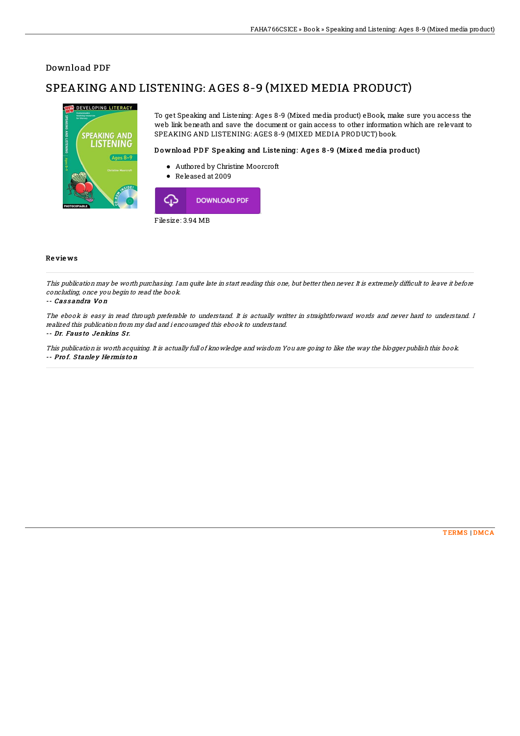## Download PDF

# SPEAKING AND LISTENING: AGES 8-9 (MIXED MEDIA PRODUCT)

To get Speaking and Listening: Ages 8-9 (Mixed media product) eBook, make sure you access the web link beneath and save the document or gain access to other information which are relevant to SPEAKING AND LISTENING: AGES 8-9 (MIXED MEDIA PRODUCT) book.

### Download PDF Speaking and Listening: Ages 8-9 (Mixed media product)

- Authored by Christine Moorcroft
- Released at 2009

DOWNLOAD PDF

Filesize: 3.94 MB

### Reviews

*This publication may be worth purchasing. I am quite late in start reading this one, but better then never. It is extremely difficult to leave it before concluding, once you begin to read the book.*

-- *Cassandra Von*

*The ebook is easy in read through preferable to understand. It is actually writter in straightforward words and never hard to understand. I realized this publication from my dad and i encouraged this ebook to understand.*

-- *Dr. Fausto Jenkins Sr.*

*This publication is worth acquiring. It is actually full of knowledge and wisdom You are going to like the way the blogger publish this book.*

-- *Prof. Stanley Hermiston*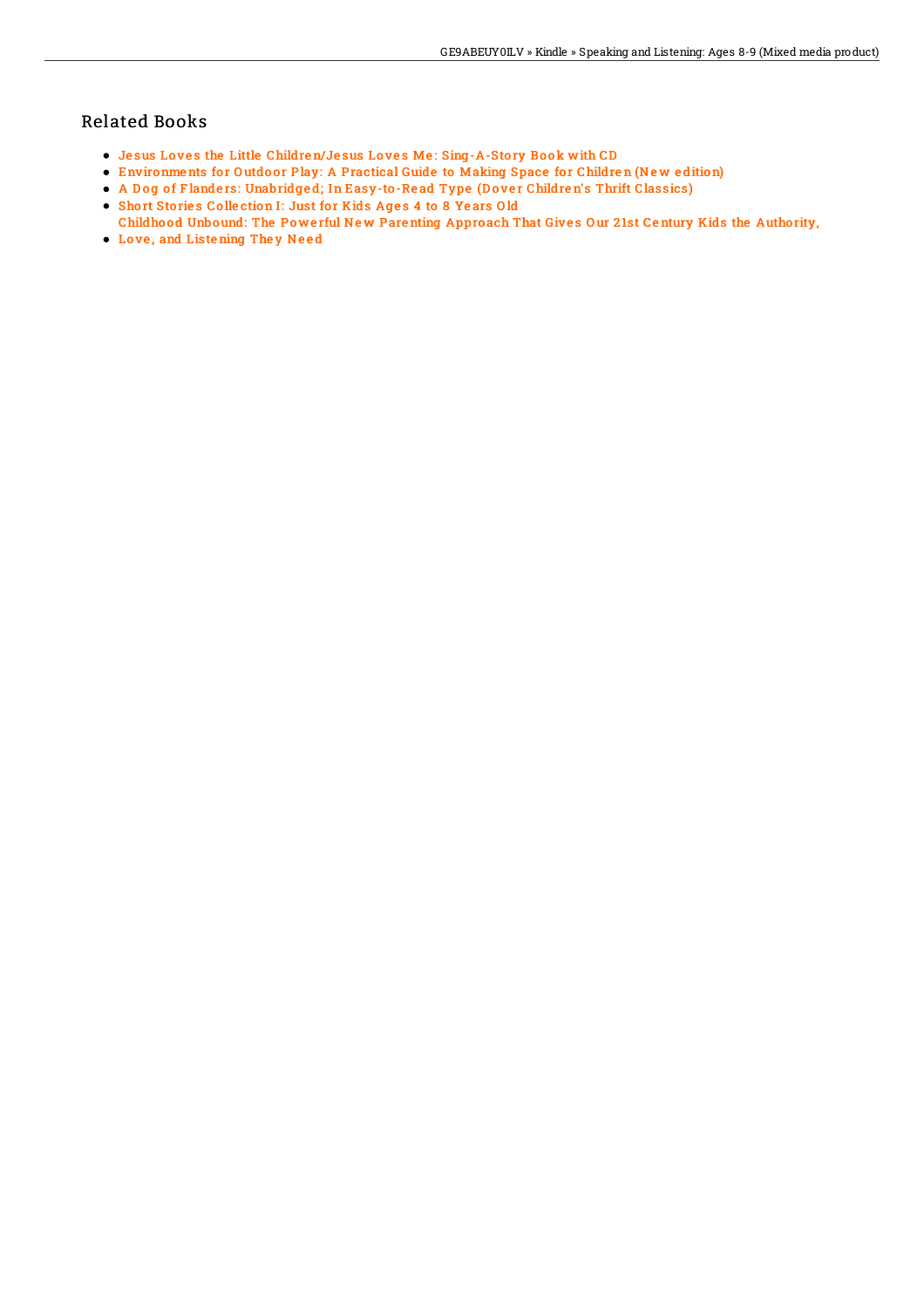## Related Books

- Jesus Loves the Little Children/Jesus Loves Me: Sing-A-Story Book with CD
- Environments for Outdoor Play: A Practical Guide to Making Space for Children (New edition)
- A Dog of Flanders: Unabridged; In Easy-to-Read Type (Dover Children's Thrift Classics)
- Short Stories Collection I: Just for Kids Ages 4 to 8 Years Old
- Childhood Unbound: The Powerful New Parenting Approach That Gives Our 21st Century Kids the Authority, Love, and Listening They Need